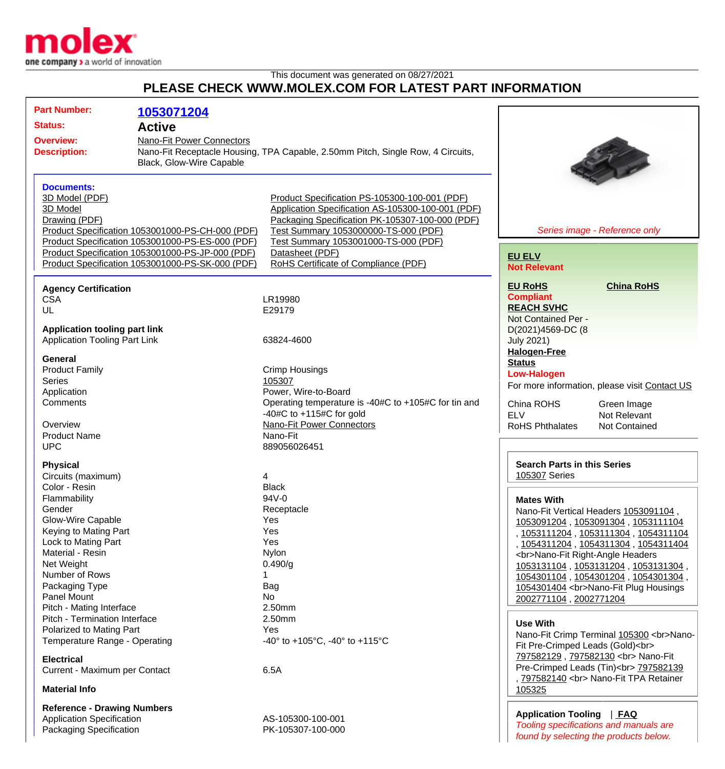This document was generated on 08/27/2021

# PLEASE CHECK WWW.MOLEX.COM FOR LATEST PART INFORMATION

| | |
|---|---|
| **Part Number:** | **1053071204** |
| **Status:** | **Active** |
| **Overview:** | Nano-Fit Power Connectors |
| **Description:** | Nano-Fit Receptacle Housing, TPA Capable, 2.50mm Pitch, Single Row, 4 Circuits, Black, Glow-Wire Capable |

**Documents:**

| | |
|---|---|
| 3D Model (PDF) | Product Specification PS-105300-100-001 (PDF) |
| 3D Model | Application Specification AS-105300-100-001 (PDF) |
| Drawing (PDF) | Packaging Specification PK-105307-100-000 (PDF) |
| Product Specification 1053001000-PS-CH-000 (PDF) | Test Summary 1053000000-TS-000 (PDF) |
| Product Specification 1053001000-PS-ES-000 (PDF) | Test Summary 1053001000-TS-000 (PDF) |
| Product Specification 1053001000-PS-JP-000 (PDF) | Datasheet (PDF) |
| Product Specification 1053001000-PS-SK-000 (PDF) | RoHS Certificate of Compliance (PDF) |

**Agency Certification**

| | |
|---|---|
| CSA | LR19980 |
| UL | E29179 |

**Application tooling part link**

| | |
|---|---|
| Application Tooling Part Link | 63824-4600 |

**General**

| | |
|---|---|
| Product Family | Crimp Housings |
| Series | 105307 |
| Application | Power, Wire-to-Board |
| Comments | Operating temperature is -40#C to +105#C for tin and -40#C to +115#C for gold |
| Overview | Nano-Fit Power Connectors |
| Product Name | Nano-Fit |
| UPC | 889056026451 |

**Physical**

| | |
|---|---|
| Circuits (maximum) | 4 |
| Color - Resin | Black |
| Flammability | 94V-0 |
| Gender | Receptacle |
| Glow-Wire Capable | Yes |
| Keying to Mating Part | Yes |
| Lock to Mating Part | Yes |
| Material - Resin | Nylon |
| Net Weight | 0.490/g |
| Number of Rows | 1 |
| Packaging Type | Bag |
| Panel Mount | No |
| Pitch - Mating Interface | 2.50mm |
| Pitch - Termination Interface | 2.50mm |
| Polarized to Mating Part | Yes |
| Temperature Range - Operating | -40° to +105°C, -40° to +115°C |

**Electrical**

| | |
|---|---|
| Current - Maximum per Contact | 6.5A |

**Material Info**

**Reference - Drawing Numbers**

| | |
|---|---|
| Application Specification | AS-105300-100-001 |
| Packaging Specification | PK-105307-100-000 |

*Series image - Reference only*

**EU ELV**
**Not Relevant**

**EU RoHS** **China RoHS**
**Compliant**

**REACH SVHC**
Not Contained Per - D(2021)4569-DC (8 July 2021)

**Halogen-Free Status**
**Low-Halogen**

For more information, please visit Contact US

| | |
|---|---|
| China ROHS | Green Image |
| ELV | Not Relevant |
| RoHS Phthalates | Not Contained |

**Search Parts in this Series**
105307 Series

**Mates With**
Nano-Fit Vertical Headers 1053091104 , 1053091204 , 1053091304 , 1053111104 , 1053111204 , 1053111304 , 1054311104 , 1054311204 , 1054311304 , 1054311404 <br>Nano-Fit Right-Angle Headers 1053131104 , 1053131204 , 1053131304 , 1054301104 , 1054301204 , 1054301304 , 1054301404 <br>Nano-Fit Plug Housings 2002771104 , 2002771204

**Use With**
Nano-Fit Crimp Terminal 105300 <br>Nano-Fit Pre-Crimped Leads (Gold)<br> 797582129 , 797582130 <br> Nano-Fit Pre-Crimped Leads (Tin)<br> 797582139 , 797582140 <br> Nano-Fit TPA Retainer 105325

**Application Tooling** | **FAQ**
*Tooling specifications and manuals are found by selecting the products below.*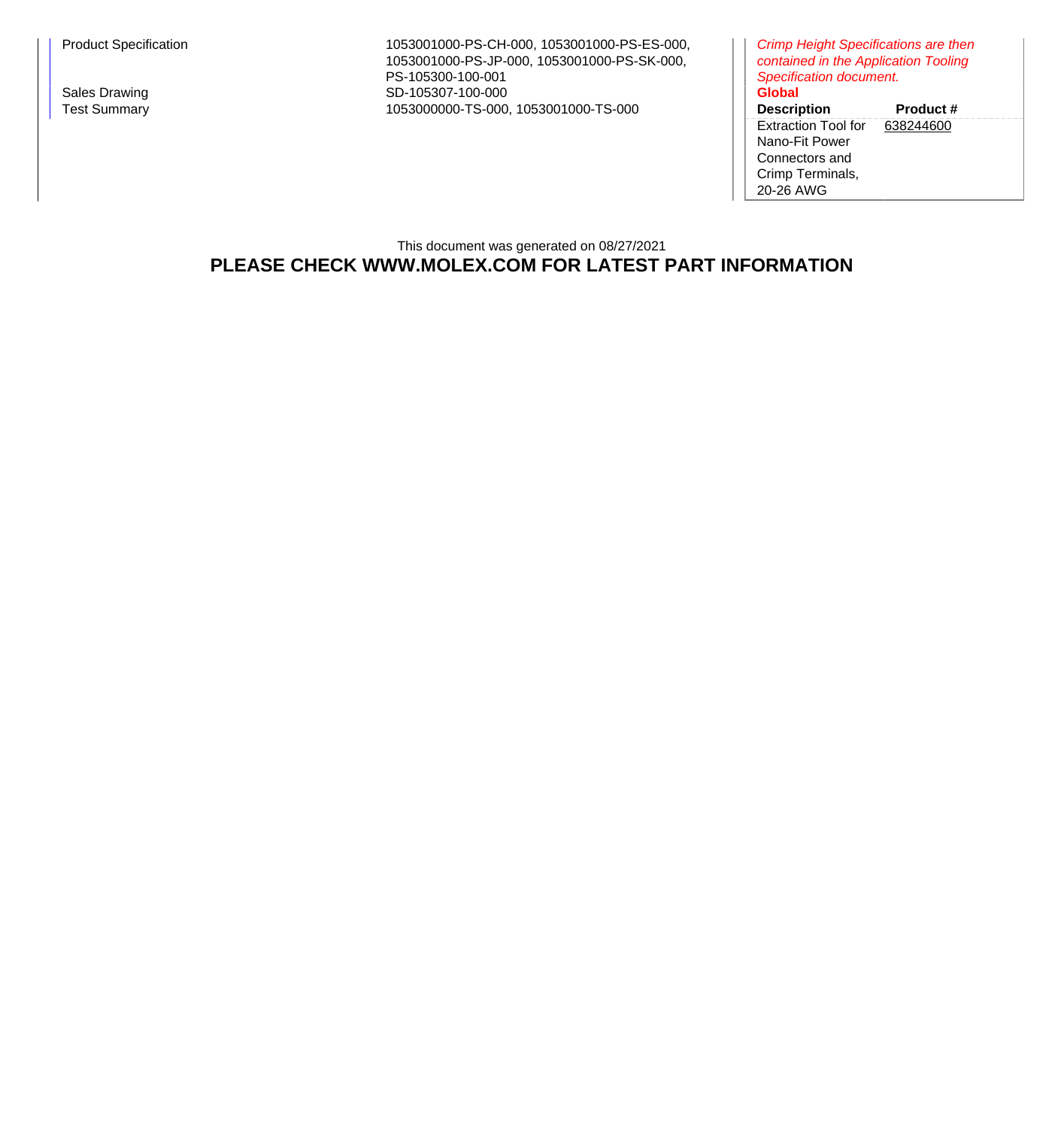| | |
|---|---|
| Product Specification | 1053001000-PS-CH-000, 1053001000-PS-ES-000, 1053001000-PS-JP-000, 1053001000-PS-SK-000, PS-105300-100-001 |
| Sales Drawing | SD-105307-100-000 |
| Test Summary | 1053000000-TS-000, 1053001000-TS-000 |

*Crimp Height Specifications are then contained in the Application Tooling Specification document.*

**Global**

| Description | Product # |
|---|---|
| Extraction Tool for Nano-Fit Power Connectors and Crimp Terminals, 20-26 AWG | 638244600 |

This document was generated on 08/27/2021

**PLEASE CHECK WWW.MOLEX.COM FOR LATEST PART INFORMATION**